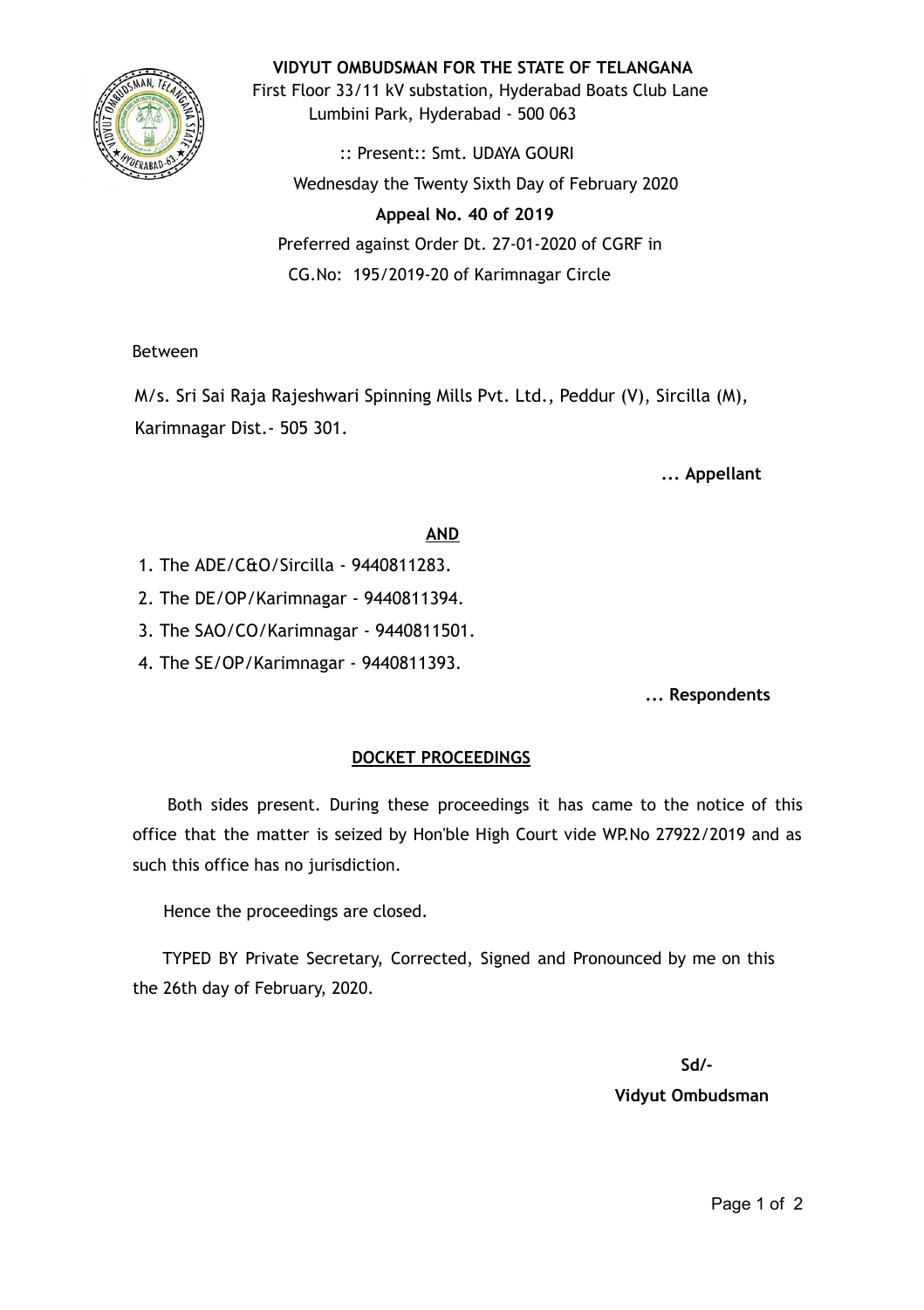**VIDYUT OMBUDSMAN FOR THE STATE OF TELANGANA**

First Floor 33/11 kV substation, Hyderabad Boats Club Lane
Lumbini Park, Hyderabad - 500 063

:: Present:: Smt. UDAYA GOURI

Wednesday the Twenty Sixth Day of February 2020

**Appeal No. 40 of 2019**

Preferred against Order Dt. 27-01-2020 of CGRF in
CG.No: 195/2019-20 of Karimnagar Circle

Between

M/s. Sri Sai Raja Rajeshwari Spinning Mills Pvt. Ltd., Peddur (V), Sircilla (M), Karimnagar Dist.- 505 301.

**... Appellant**

**AND**

1. The ADE/C&O/Sircilla - 9440811283.
2. The DE/OP/Karimnagar - 9440811394.
3. The SAO/CO/Karimnagar - 9440811501.
4. The SE/OP/Karimnagar - 9440811393.

**... Respondents**

**DOCKET PROCEEDINGS**

Both sides present. During these proceedings it has came to the notice of this office that the matter is seized by Hon'ble High Court vide WP.No 27922/2019 and as such this office has no jurisdiction.

Hence the proceedings are closed.

TYPED BY Private Secretary, Corrected, Signed and Pronounced by me on this the 26th day of February, 2020.

**Sd/-**

**Vidyut Ombudsman**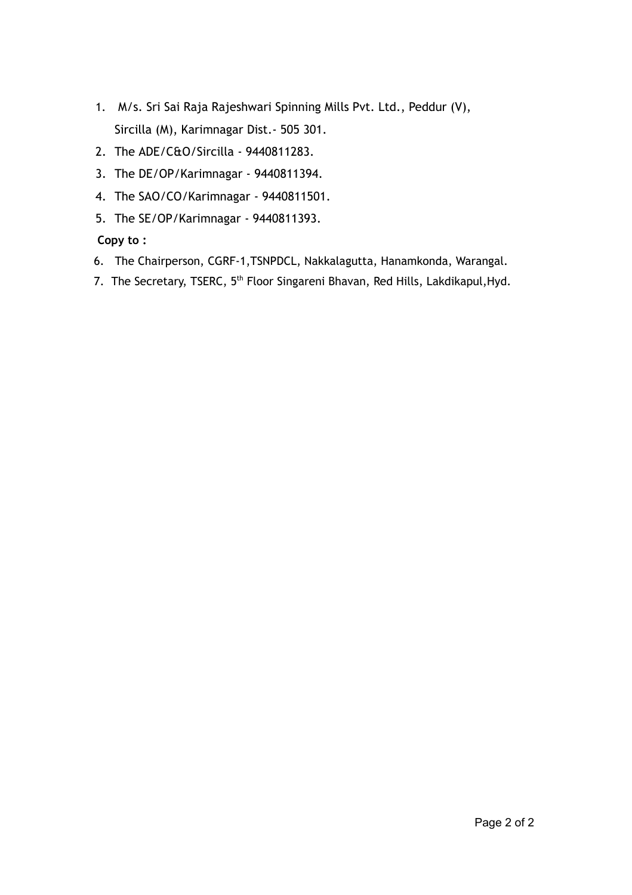1. M/s. Sri Sai Raja Rajeshwari Spinning Mills Pvt. Ltd., Peddur (V), Sircilla (M), Karimnagar Dist.- 505 301.
2. The ADE/C&O/Sircilla - 9440811283.
3. The DE/OP/Karimnagar - 9440811394.
4. The SAO/CO/Karimnagar - 9440811501.
5. The SE/OP/Karimnagar - 9440811393.

**Copy to :**

6. The Chairperson, CGRF-1,TSNPDCL, Nakkalagutta, Hanamkonda, Warangal.
7. The Secretary, TSERC, 5th Floor Singareni Bhavan, Red Hills, Lakdikapul,Hyd.